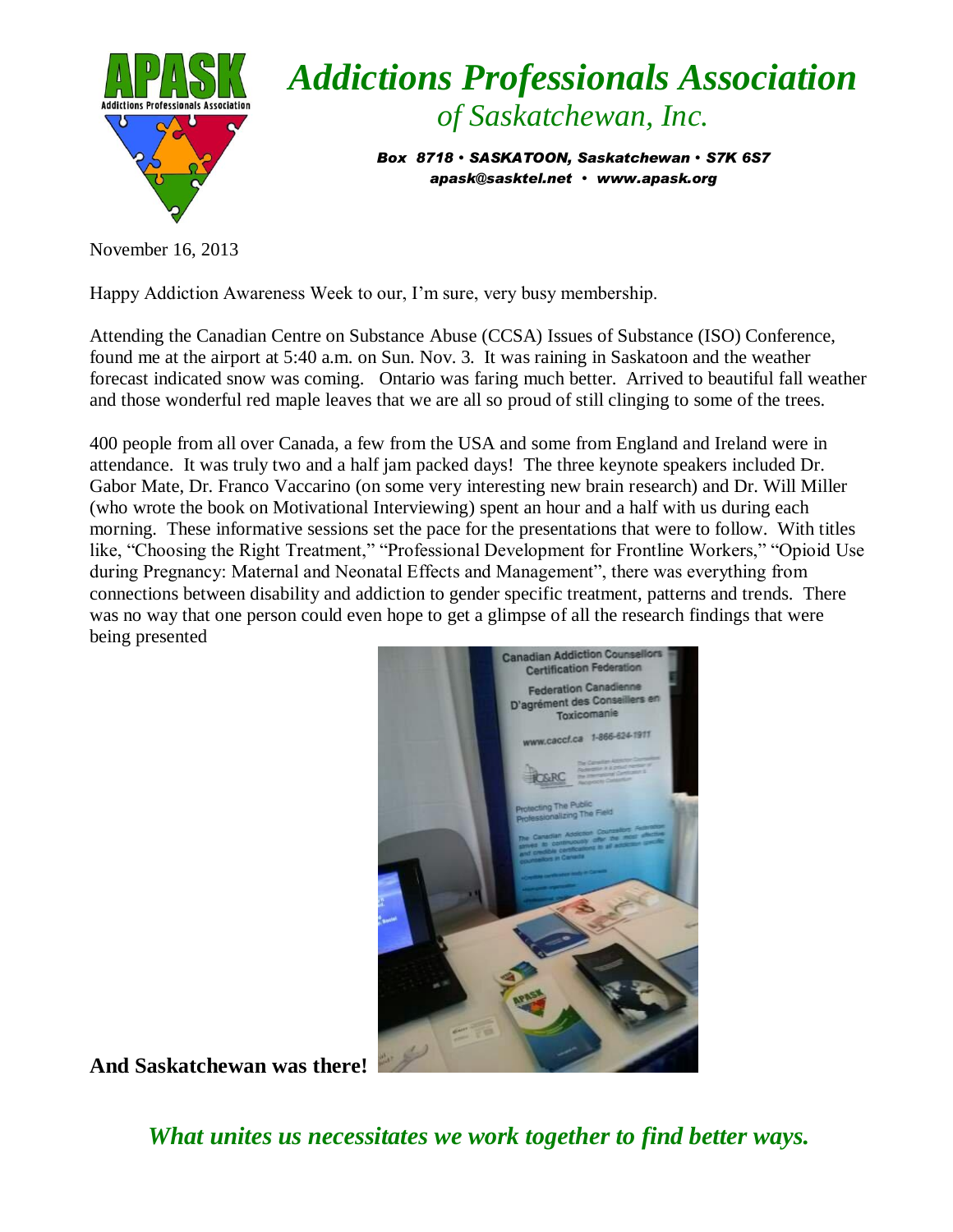# *Addictions Professionals Association*

## *of Saskatchewan, Inc.*

***Box 8718 • SASKATOON, Saskatchewan • S7K 6S7***
***apask@sasktel.net • www.apask.org***

November 16, 2013

Happy Addiction Awareness Week to our, I'm sure, very busy membership.

Attending the Canadian Centre on Substance Abuse (CCSA) Issues of Substance (ISO) Conference, found me at the airport at 5:40 a.m. on Sun. Nov. 3. It was raining in Saskatoon and the weather forecast indicated snow was coming. Ontario was faring much better. Arrived to beautiful fall weather and those wonderful red maple leaves that we are all so proud of still clinging to some of the trees.

400 people from all over Canada, a few from the USA and some from England and Ireland were in attendance. It was truly two and a half jam packed days! The three keynote speakers included Dr. Gabor Mate, Dr. Franco Vaccarino (on some very interesting new brain research) and Dr. Will Miller (who wrote the book on Motivational Interviewing) spent an hour and a half with us during each morning. These informative sessions set the pace for the presentations that were to follow. With titles like, "Choosing the Right Treatment," "Professional Development for Frontline Workers," "Opioid Use during Pregnancy: Maternal and Neonatal Effects and Management", there was everything from connections between disability and addiction to gender specific treatment, patterns and trends. There was no way that one person could even hope to get a glimpse of all the research findings that were being presented

**And Saskatchewan was there!**

***What unites us necessitates we work together to find better ways.***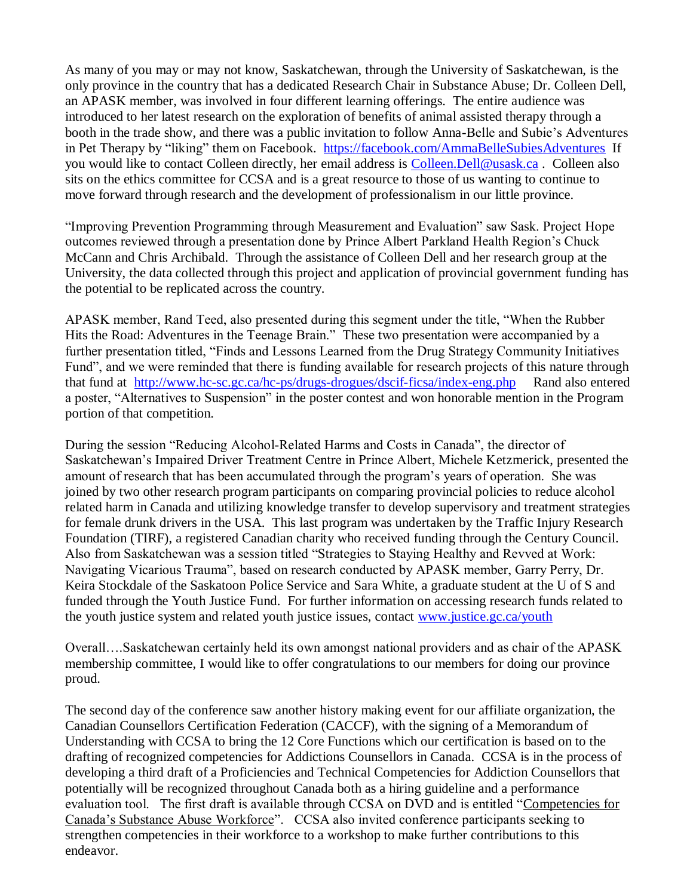As many of you may or may not know, Saskatchewan, through the University of Saskatchewan, is the only province in the country that has a dedicated Research Chair in Substance Abuse; Dr. Colleen Dell, an APASK member, was involved in four different learning offerings. The entire audience was introduced to her latest research on the exploration of benefits of animal assisted therapy through a booth in the trade show, and there was a public invitation to follow Anna-Belle and Subie's Adventures in Pet Therapy by "liking" them on Facebook. https://facebook.com/AmmaBelleSubiesAdventures If you would like to contact Colleen directly, her email address is Colleen.Dell@usask.ca . Colleen also sits on the ethics committee for CCSA and is a great resource to those of us wanting to continue to move forward through research and the development of professionalism in our little province.

"Improving Prevention Programming through Measurement and Evaluation" saw Sask. Project Hope outcomes reviewed through a presentation done by Prince Albert Parkland Health Region's Chuck McCann and Chris Archibald. Through the assistance of Colleen Dell and her research group at the University, the data collected through this project and application of provincial government funding has the potential to be replicated across the country.

APASK member, Rand Teed, also presented during this segment under the title, "When the Rubber Hits the Road: Adventures in the Teenage Brain." These two presentation were accompanied by a further presentation titled, "Finds and Lessons Learned from the Drug Strategy Community Initiatives Fund", and we were reminded that there is funding available for research projects of this nature through that fund at http://www.hc-sc.gc.ca/hc-ps/drugs-drogues/dscif-ficsa/index-eng.php Rand also entered a poster, "Alternatives to Suspension" in the poster contest and won honorable mention in the Program portion of that competition.

During the session "Reducing Alcohol-Related Harms and Costs in Canada", the director of Saskatchewan's Impaired Driver Treatment Centre in Prince Albert, Michele Ketzmerick, presented the amount of research that has been accumulated through the program's years of operation. She was joined by two other research program participants on comparing provincial policies to reduce alcohol related harm in Canada and utilizing knowledge transfer to develop supervisory and treatment strategies for female drunk drivers in the USA. This last program was undertaken by the Traffic Injury Research Foundation (TIRF), a registered Canadian charity who received funding through the Century Council. Also from Saskatchewan was a session titled "Strategies to Staying Healthy and Revved at Work: Navigating Vicarious Trauma", based on research conducted by APASK member, Garry Perry, Dr. Keira Stockdale of the Saskatoon Police Service and Sara White, a graduate student at the U of S and funded through the Youth Justice Fund. For further information on accessing research funds related to the youth justice system and related youth justice issues, contact www.justice.gc.ca/youth

Overall….Saskatchewan certainly held its own amongst national providers and as chair of the APASK membership committee, I would like to offer congratulations to our members for doing our province proud.

The second day of the conference saw another history making event for our affiliate organization, the Canadian Counsellors Certification Federation (CACCF), with the signing of a Memorandum of Understanding with CCSA to bring the 12 Core Functions which our certification is based on to the drafting of recognized competencies for Addictions Counsellors in Canada. CCSA is in the process of developing a third draft of a Proficiencies and Technical Competencies for Addiction Counsellors that potentially will be recognized throughout Canada both as a hiring guideline and a performance evaluation tool. The first draft is available through CCSA on DVD and is entitled "Competencies for Canada's Substance Abuse Workforce". CCSA also invited conference participants seeking to strengthen competencies in their workforce to a workshop to make further contributions to this endeavor.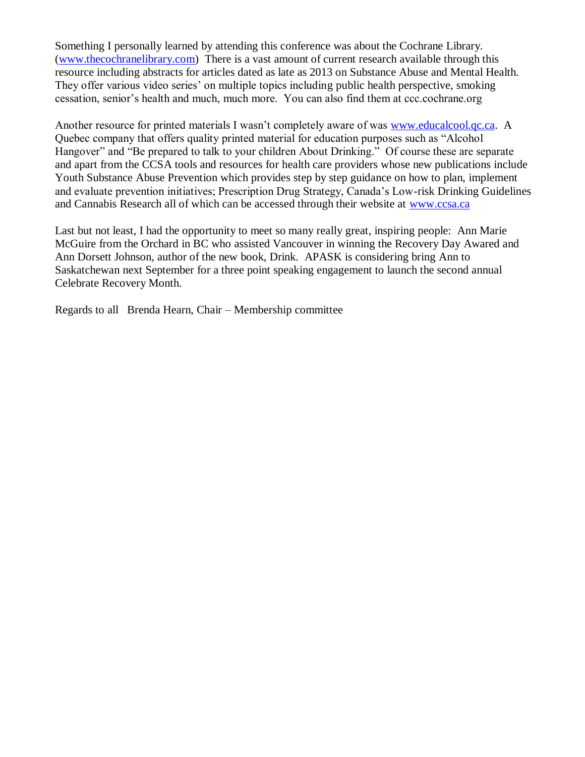Something I personally learned by attending this conference was about the Cochrane Library. (www.thecochranelibrary.com) There is a vast amount of current research available through this resource including abstracts for articles dated as late as 2013 on Substance Abuse and Mental Health. They offer various video series' on multiple topics including public health perspective, smoking cessation, senior's health and much, much more. You can also find them at ccc.cochrane.org

Another resource for printed materials I wasn't completely aware of was www.educalcool.qc.ca. A Quebec company that offers quality printed material for education purposes such as "Alcohol Hangover" and "Be prepared to talk to your children About Drinking." Of course these are separate and apart from the CCSA tools and resources for health care providers whose new publications include Youth Substance Abuse Prevention which provides step by step guidance on how to plan, implement and evaluate prevention initiatives; Prescription Drug Strategy, Canada's Low-risk Drinking Guidelines and Cannabis Research all of which can be accessed through their website at www.ccsa.ca

Last but not least, I had the opportunity to meet so many really great, inspiring people: Ann Marie McGuire from the Orchard in BC who assisted Vancouver in winning the Recovery Day Awared and Ann Dorsett Johnson, author of the new book, Drink. APASK is considering bring Ann to Saskatchewan next September for a three point speaking engagement to launch the second annual Celebrate Recovery Month.

Regards to all Brenda Hearn, Chair – Membership committee